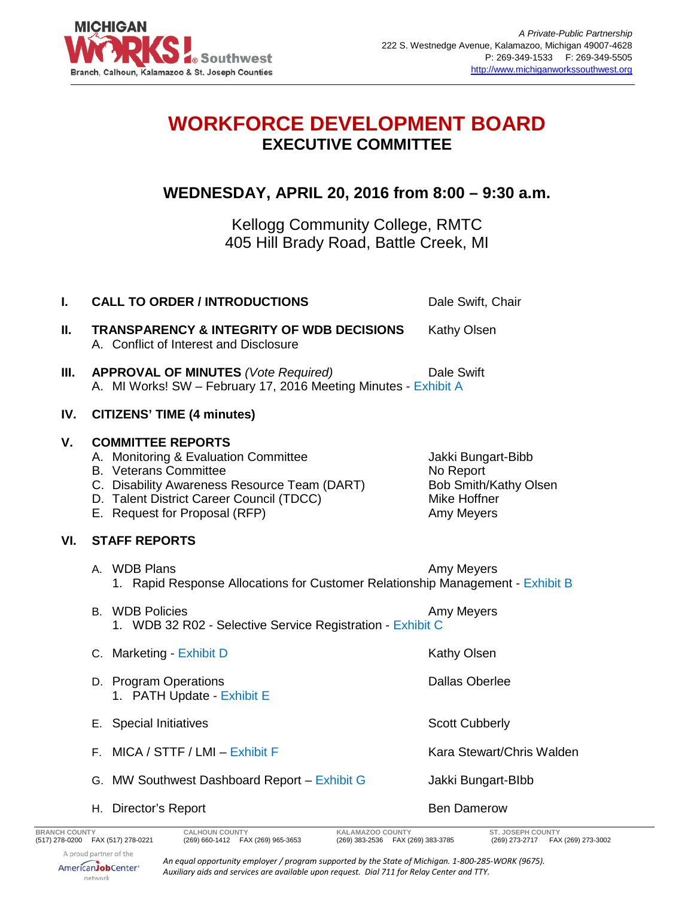MICHIGAN WORKS! Southwest
Branch, Calhoun, Kalamazoo & St. Joseph Counties

*A Private-Public Partnership*
222 S. Westnedge Avenue, Kalamazoo, Michigan 49007-4628
P: 269-349-1533 F: 269-349-5505
http://www.michiganworkssouthwest.org

# WORKFORCE DEVELOPMENT BOARD
## EXECUTIVE COMMITTEE

### WEDNESDAY, APRIL 20, 2016 from 8:00 – 9:30 a.m.

Kellogg Community College, RMTC
405 Hill Brady Road, Battle Creek, MI

**I. CALL TO ORDER / INTRODUCTIONS** — Dale Swift, Chair

**II. TRANSPARENCY & INTEGRITY OF WDB DECISIONS** — Kathy Olsen
   A. Conflict of Interest and Disclosure

**III. APPROVAL OF MINUTES** *(Vote Required)* — Dale Swift
   A. MI Works! SW – February 17, 2016 Meeting Minutes - Exhibit A

**IV. CITIZENS' TIME (4 minutes)**

**V. COMMITTEE REPORTS**
   A. Monitoring & Evaluation Committee — Jakki Bungart-Bibb
   B. Veterans Committee — No Report
   C. Disability Awareness Resource Team (DART) — Bob Smith/Kathy Olsen
   D. Talent District Career Council (TDCC) — Mike Hoffner
   E. Request for Proposal (RFP) — Amy Meyers

**VI. STAFF REPORTS**

   A. WDB Plans — Amy Meyers
      1. Rapid Response Allocations for Customer Relationship Management - Exhibit B

   B. WDB Policies — Amy Meyers
      1. WDB 32 R02 - Selective Service Registration - Exhibit C

   C. Marketing - Exhibit D — Kathy Olsen

   D. Program Operations — Dallas Oberlee
      1. PATH Update - Exhibit E

   E. Special Initiatives — Scott Cubberly

   F. MICA / STTF / LMI – Exhibit F — Kara Stewart/Chris Walden

   G. MW Southwest Dashboard Report – Exhibit G — Jakki Bungart-BIbb

   H. Director's Report — Ben Damerow

| BRANCH COUNTY | CALHOUN COUNTY | KALAMAZOO COUNTY | ST. JOSEPH COUNTY |
|---|---|---|---|
| (517) 278-0200 FAX (517) 278-0221 | (269) 660-1412 FAX (269) 965-3653 | (269) 383-2536 FAX (269) 383-3785 | (269) 273-2717 FAX (269) 273-3002 |

A proud partner of the AmericanJobCenter network

*An equal opportunity employer / program supported by the State of Michigan. 1-800-285-WORK (9675).*
*Auxiliary aids and services are available upon request. Dial 711 for Relay Center and TTY.*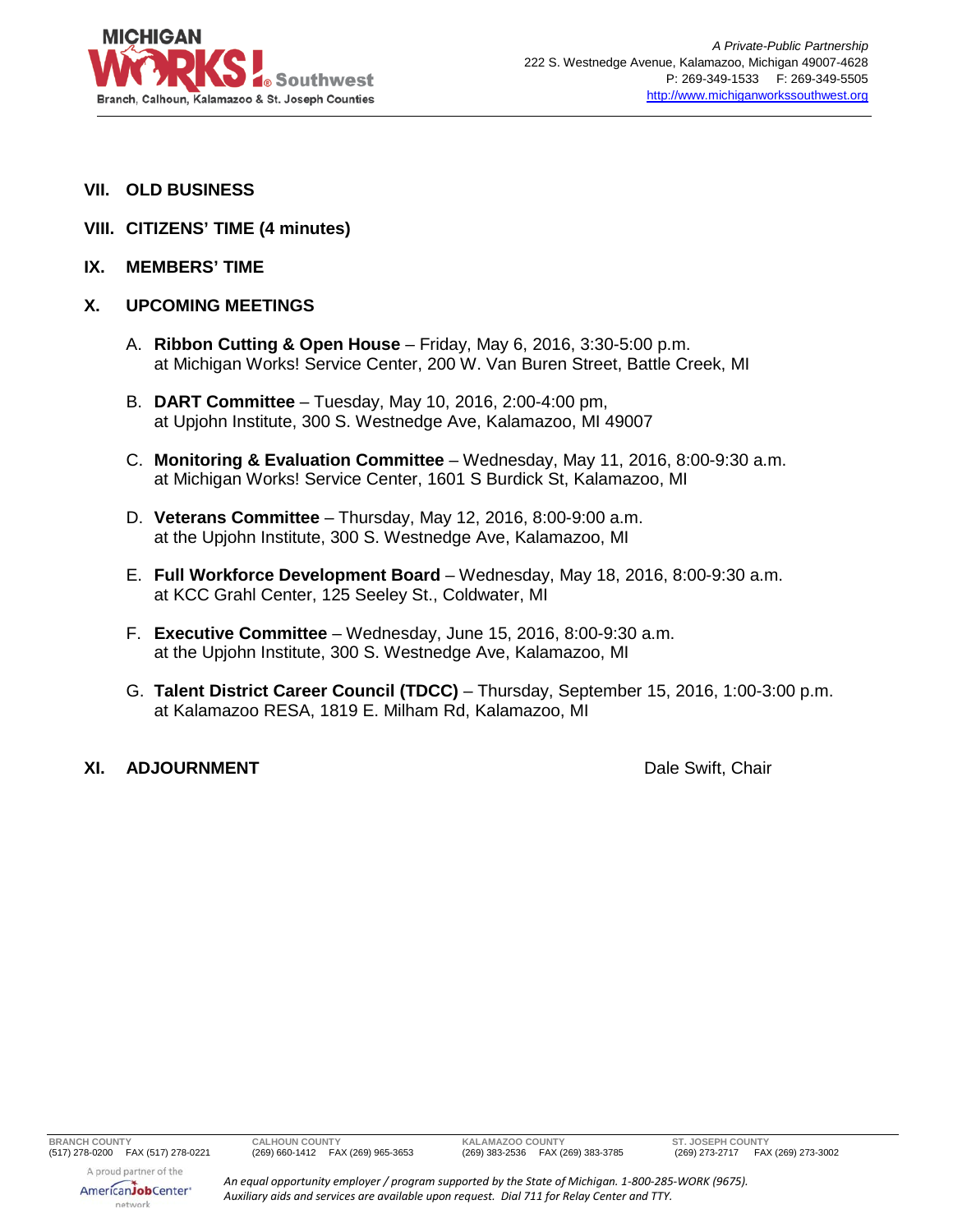## VII. OLD BUSINESS

## VIII. CITIZENS' TIME (4 minutes)

## IX. MEMBERS' TIME

## X. UPCOMING MEETINGS

A. **Ribbon Cutting & Open House** – Friday, May 6, 2016, 3:30-5:00 p.m.
at Michigan Works! Service Center, 200 W. Van Buren Street, Battle Creek, MI

B. **DART Committee** – Tuesday, May 10, 2016, 2:00-4:00 pm,
at Upjohn Institute, 300 S. Westnedge Ave, Kalamazoo, MI 49007

C. **Monitoring & Evaluation Committee** – Wednesday, May 11, 2016, 8:00-9:30 a.m.
at Michigan Works! Service Center, 1601 S Burdick St, Kalamazoo, MI

D. **Veterans Committee** – Thursday, May 12, 2016, 8:00-9:00 a.m.
at the Upjohn Institute, 300 S. Westnedge Ave, Kalamazoo, MI

E. **Full Workforce Development Board** – Wednesday, May 18, 2016, 8:00-9:30 a.m.
at KCC Grahl Center, 125 Seeley St., Coldwater, MI

F. **Executive Committee** – Wednesday, June 15, 2016, 8:00-9:30 a.m.
at the Upjohn Institute, 300 S. Westnedge Ave, Kalamazoo, MI

G. **Talent District Career Council (TDCC)** – Thursday, September 15, 2016, 1:00-3:00 p.m.
at Kalamazoo RESA, 1819 E. Milham Rd, Kalamazoo, MI

## XI. ADJOURNMENT

Dale Swift, Chair